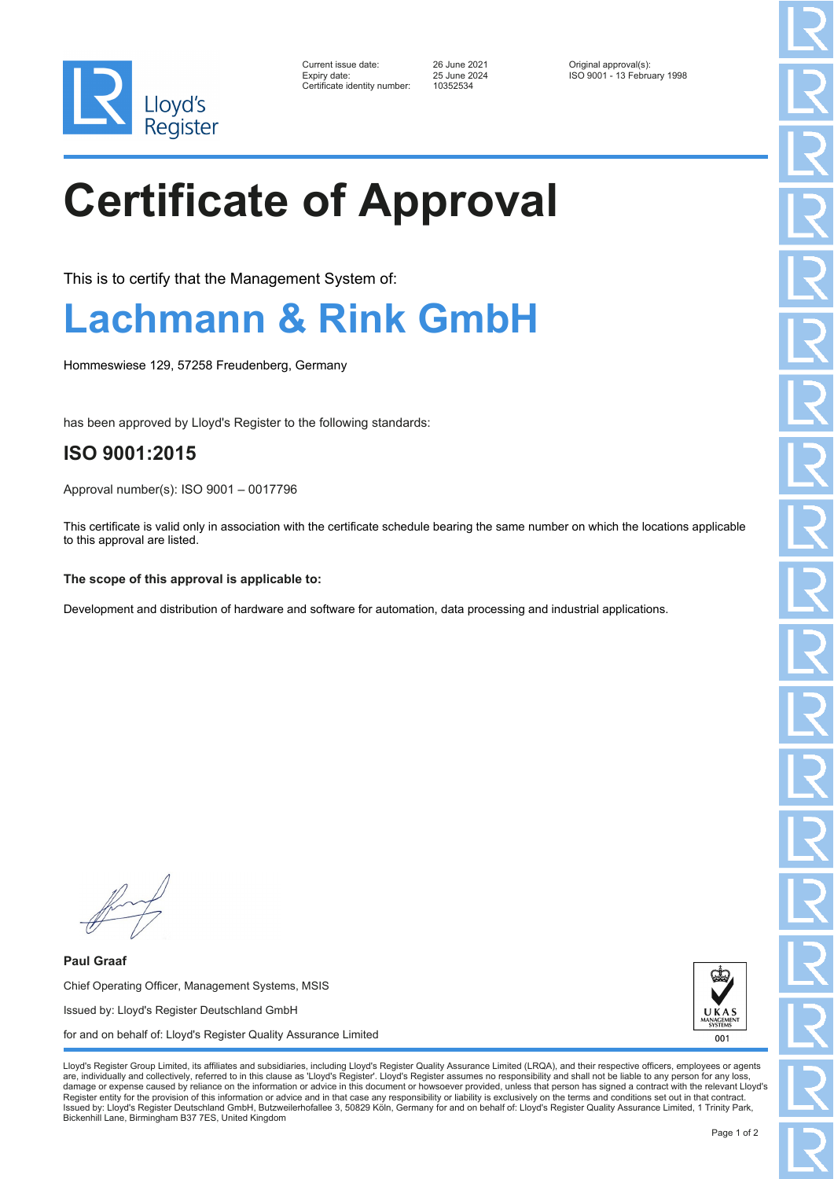Lloyd's Register

| | | |
|---|---|---|
| Current issue date: | 26 June 2021 | Original approval(s): |
| Expiry date: | 25 June 2024 | ISO 9001 - 13 February 1998 |
| Certificate identity number: | 10352534 | |

# Certificate of Approval

This is to certify that the Management System of:

## Lachmann & Rink GmbH

Hommeswiese 129, 57258 Freudenberg, Germany

has been approved by Lloyd's Register to the following standards:

### ISO 9001:2015

Approval number(s): ISO 9001 – 0017796

This certificate is valid only in association with the certificate schedule bearing the same number on which the locations applicable to this approval are listed.

**The scope of this approval is applicable to:**

Development and distribution of hardware and software for automation, data processing and industrial applications.

**Paul Graaf**

Chief Operating Officer, Management Systems, MSIS

Issued by: Lloyd's Register Deutschland GmbH

for and on behalf of: Lloyd's Register Quality Assurance Limited

UKAS MANAGEMENT SYSTEMS 001

Lloyd's Register Group Limited, its affiliates and subsidiaries, including Lloyd's Register Quality Assurance Limited (LRQA), and their respective officers, employees or agents are, individually and collectively, referred to in this clause as 'Lloyd's Register'. Lloyd's Register assumes no responsibility and shall not be liable to any person for any loss, damage or expense caused by reliance on the information or advice in this document or howsoever provided, unless that person has signed a contract with the relevant Lloyd's Register entity for the provision of this information or advice and in that case any responsibility or liability is exclusively on the terms and conditions set out in that contract.
Issued by: Lloyd's Register Deutschland GmbH, Butzweilerhofallee 3, 50829 Köln, Germany for and on behalf of: Lloyd's Register Quality Assurance Limited, 1 Trinity Park, Bickenhill Lane, Birmingham B37 7ES, United Kingdom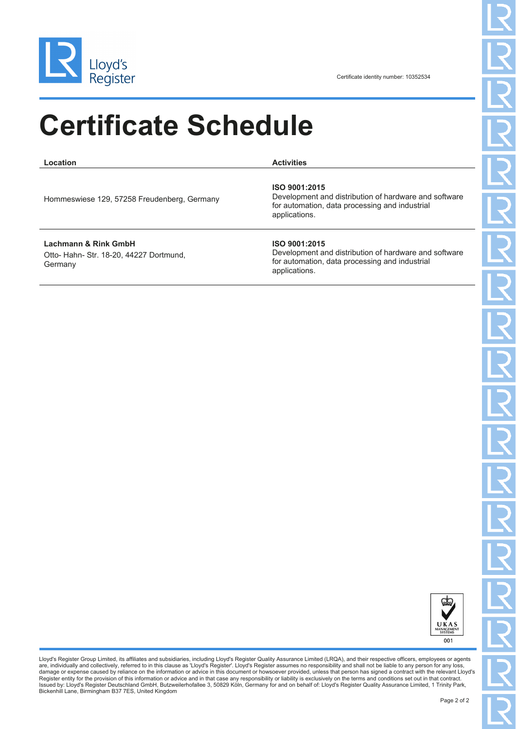Certificate identity number: 10352534

# Certificate Schedule

| Location | Activities |
| --- | --- |
| Hommeswiese 129, 57258 Freudenberg, Germany | **ISO 9001:2015** Development and distribution of hardware and software for automation, data processing and industrial applications. |
| **Lachmann & Rink GmbH** Otto- Hahn- Str. 18-20, 44227 Dortmund, Germany | **ISO 9001:2015** Development and distribution of hardware and software for automation, data processing and industrial applications. |

UKAS MANAGEMENT SYSTEMS 001

Lloyd's Register Group Limited, its affiliates and subsidiaries, including Lloyd's Register Quality Assurance Limited (LRQA), and their respective officers, employees or agents are, individually and collectively, referred to in this clause as 'Lloyd's Register'. Lloyd's Register assumes no responsibility and shall not be liable to any person for any loss, damage or expense caused by reliance on the information or advice in this document or howsoever provided, unless that person has signed a contract with the relevant Lloyd's Register entity for the provision of this information or advice and in that case any responsibility or liability is exclusively on the terms and conditions set out in that contract.
Issued by: Lloyd's Register Deutschland GmbH, Butzweilerhofallee 3, 50829 Köln, Germany for and on behalf of: Lloyd's Register Quality Assurance Limited, 1 Trinity Park, Bickenhill Lane, Birmingham B37 7ES, United Kingdom